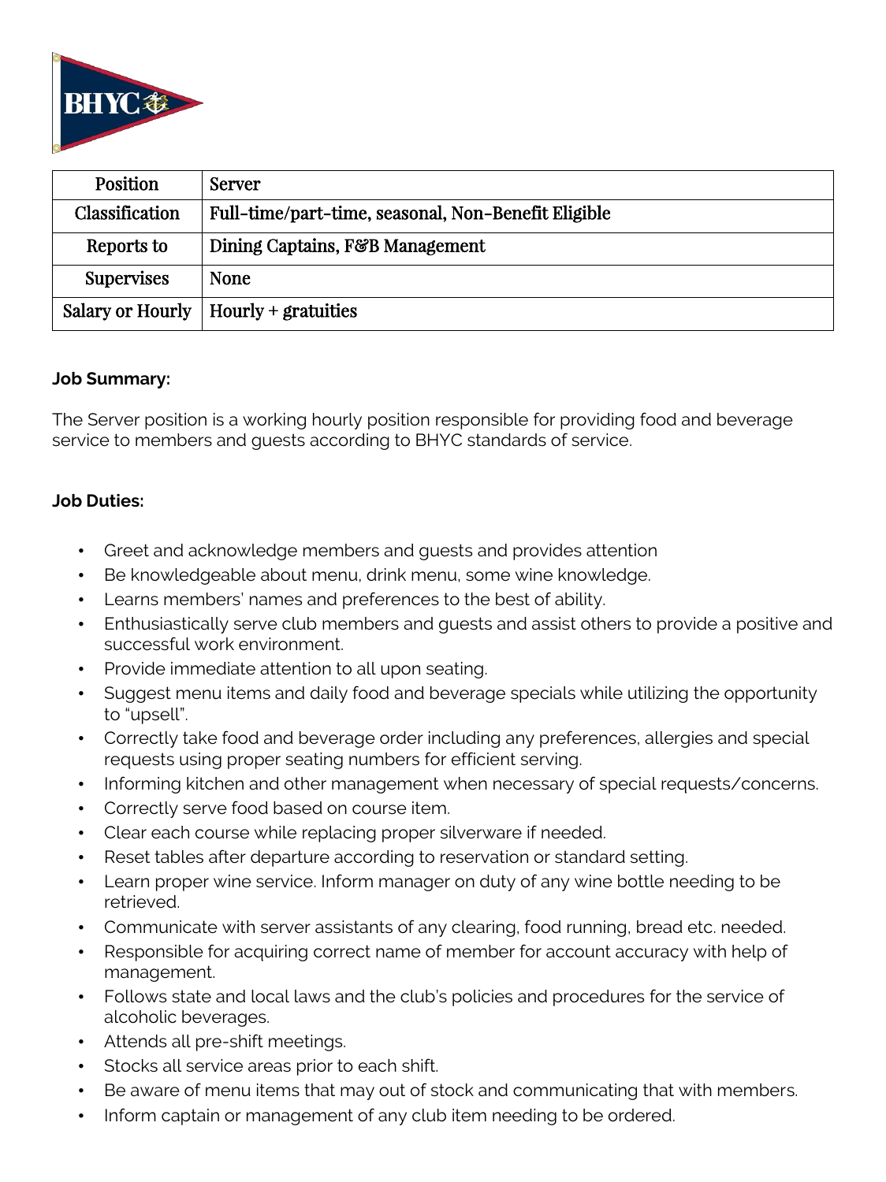BHYC

| Position | Server |
| --- | --- |
| Classification | Full-time/part-time, seasonal, Non-Benefit Eligible |
| Reports to | Dining Captains, F&B Management |
| Supervises | None |
| Salary or Hourly | Hourly + gratuities |

**Job Summary:**

The Server position is a working hourly position responsible for providing food and beverage service to members and guests according to BHYC standards of service.

**Job Duties:**

- Greet and acknowledge members and guests and provides attention
- Be knowledgeable about menu, drink menu, some wine knowledge.
- Learns members' names and preferences to the best of ability.
- Enthusiastically serve club members and guests and assist others to provide a positive and successful work environment.
- Provide immediate attention to all upon seating.
- Suggest menu items and daily food and beverage specials while utilizing the opportunity to "upsell".
- Correctly take food and beverage order including any preferences, allergies and special requests using proper seating numbers for efficient serving.
- Informing kitchen and other management when necessary of special requests/concerns.
- Correctly serve food based on course item.
- Clear each course while replacing proper silverware if needed.
- Reset tables after departure according to reservation or standard setting.
- Learn proper wine service. Inform manager on duty of any wine bottle needing to be retrieved.
- Communicate with server assistants of any clearing, food running, bread etc. needed.
- Responsible for acquiring correct name of member for account accuracy with help of management.
- Follows state and local laws and the club's policies and procedures for the service of alcoholic beverages.
- Attends all pre-shift meetings.
- Stocks all service areas prior to each shift.
- Be aware of menu items that may out of stock and communicating that with members.
- Inform captain or management of any club item needing to be ordered.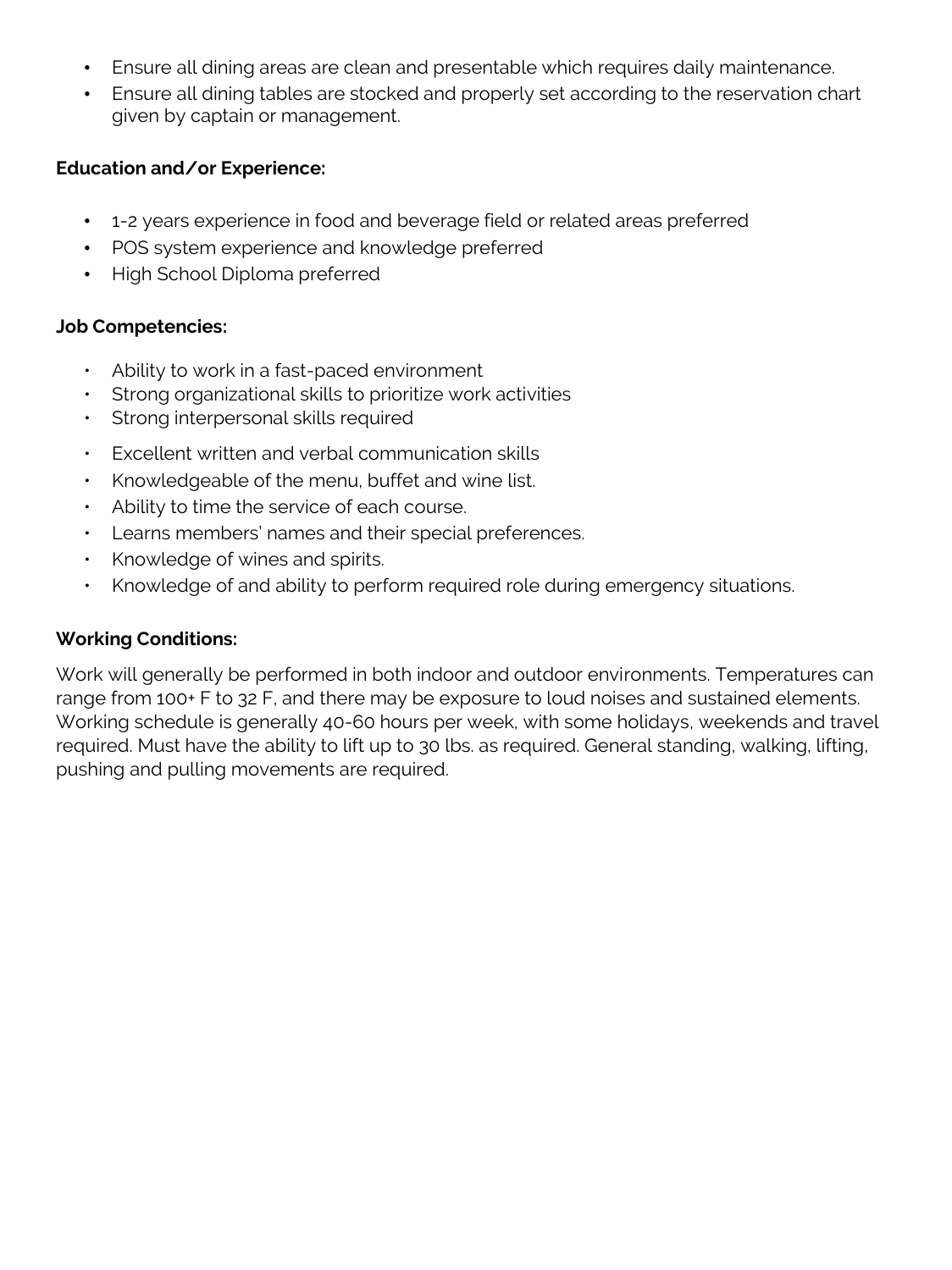- Ensure all dining areas are clean and presentable which requires daily maintenance.
- Ensure all dining tables are stocked and properly set according to the reservation chart given by captain or management.

**Education and/or Experience:**

- 1-2 years experience in food and beverage field or related areas preferred
- POS system experience and knowledge preferred
- High School Diploma preferred

**Job Competencies:**

- Ability to work in a fast-paced environment
- Strong organizational skills to prioritize work activities
- Strong interpersonal skills required
- Excellent written and verbal communication skills
- Knowledgeable of the menu, buffet and wine list.
- Ability to time the service of each course.
- Learns members' names and their special preferences.
- Knowledge of wines and spirits.
- Knowledge of and ability to perform required role during emergency situations.

**Working Conditions:**

Work will generally be performed in both indoor and outdoor environments. Temperatures can range from 100+ F to 32 F, and there may be exposure to loud noises and sustained elements. Working schedule is generally 40-60 hours per week, with some holidays, weekends and travel required. Must have the ability to lift up to 30 lbs. as required. General standing, walking, lifting, pushing and pulling movements are required.